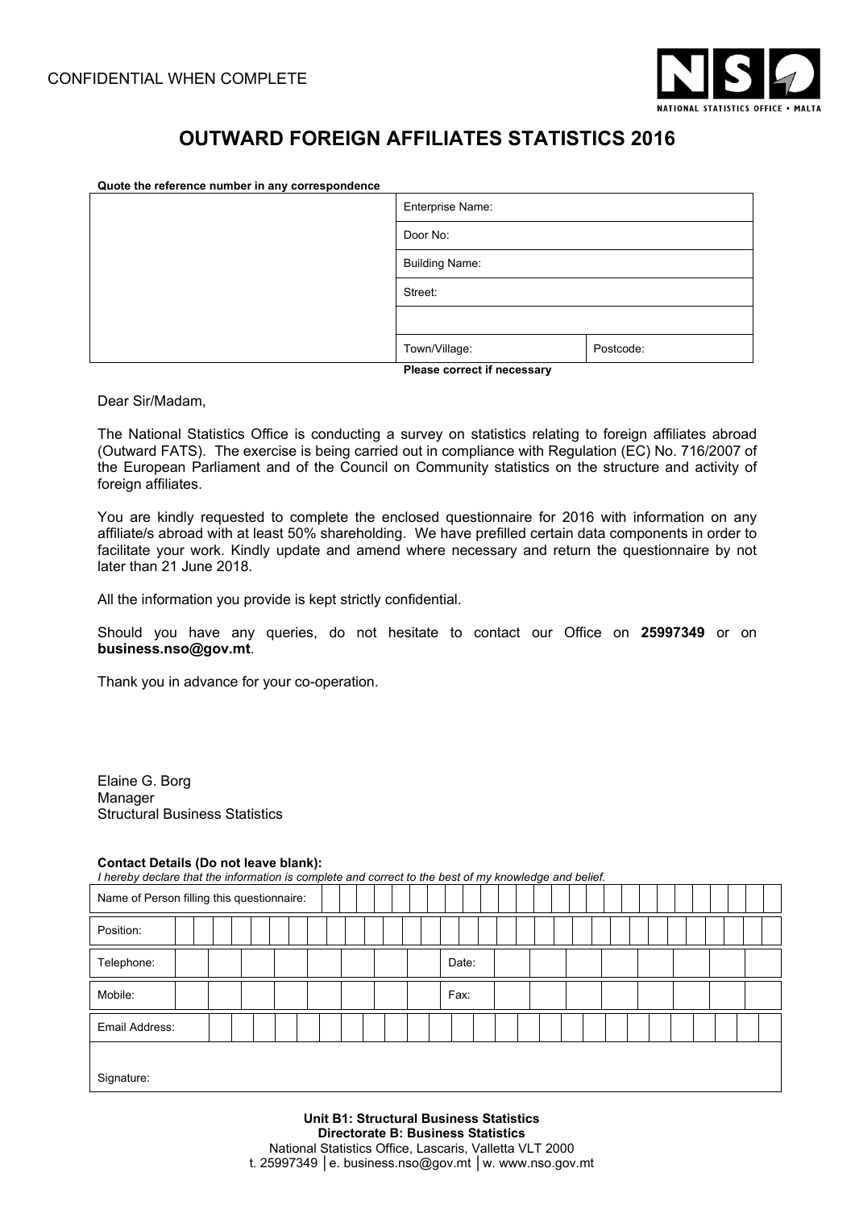CONFIDENTIAL WHEN COMPLETE

NSO NATIONAL STATISTICS OFFICE • MALTA

# OUTWARD FOREIGN AFFILIATES STATISTICS 2016

**Quote the reference number in any correspondence**

| | | |
|---|---|---|
| | Enterprise Name: | |
| | Door No: | |
| | Building Name: | |
| | Street: | |
| | | |
| | Town/Village: | Postcode: |

**Please correct if necessary**

Dear Sir/Madam,

The National Statistics Office is conducting a survey on statistics relating to foreign affiliates abroad (Outward FATS). The exercise is being carried out in compliance with Regulation (EC) No. 716/2007 of the European Parliament and of the Council on Community statistics on the structure and activity of foreign affiliates.

You are kindly requested to complete the enclosed questionnaire for 2016 with information on any affiliate/s abroad with at least 50% shareholding. We have prefilled certain data components in order to facilitate your work. Kindly update and amend where necessary and return the questionnaire by not later than 21 June 2018.

All the information you provide is kept strictly confidential.

Should you have any queries, do not hesitate to contact our Office on **25997349** or on **business.nso@gov.mt**.

Thank you in advance for your co-operation.

Elaine G. Borg
Manager
Structural Business Statistics

**Contact Details (Do not leave blank):**
*I hereby declare that the information is complete and correct to the best of my knowledge and belief.*

| | |
|---|---|
| Name of Person filling this questionnaire: | |
| Position: | |
| Telephone: | Date: |
| Mobile: | Fax: |
| Email Address: | |
| Signature: | |

**Unit B1: Structural Business Statistics**
**Directorate B: Business Statistics**
National Statistics Office, Lascaris, Valletta VLT 2000
t. 25997349 │e. business.nso@gov.mt │w. www.nso.gov.mt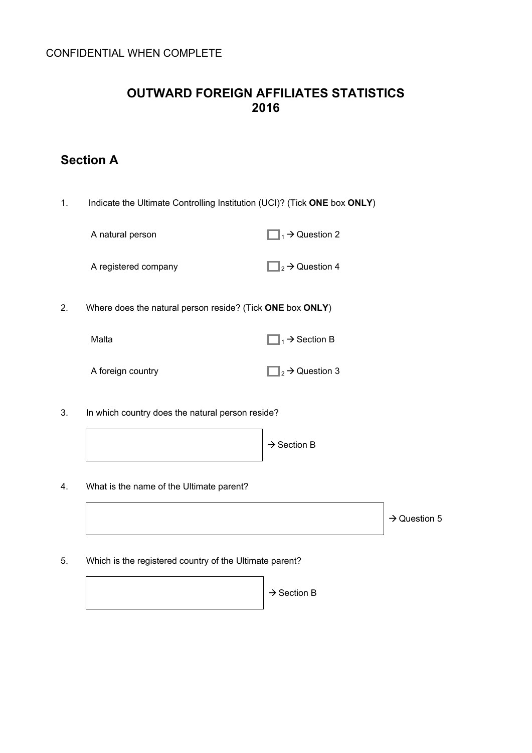CONFIDENTIAL WHEN COMPLETE

## OUTWARD FOREIGN AFFILIATES STATISTICS 2016

## Section A

1. Indicate the Ultimate Controlling Institution (UCI)? (Tick **ONE** box **ONLY**)

   A natural person ☐ 1 → Question 2

   A registered company ☐ 2 → Question 4

2. Where does the natural person reside? (Tick **ONE** box **ONLY**)

   Malta ☐ 1 → Section B

   A foreign country ☐ 2 → Question 3

3. In which country does the natural person reside?

   [ ] → Section B

4. What is the name of the Ultimate parent?

   [ ] → Question 5

5. Which is the registered country of the Ultimate parent?

   [ ] → Section B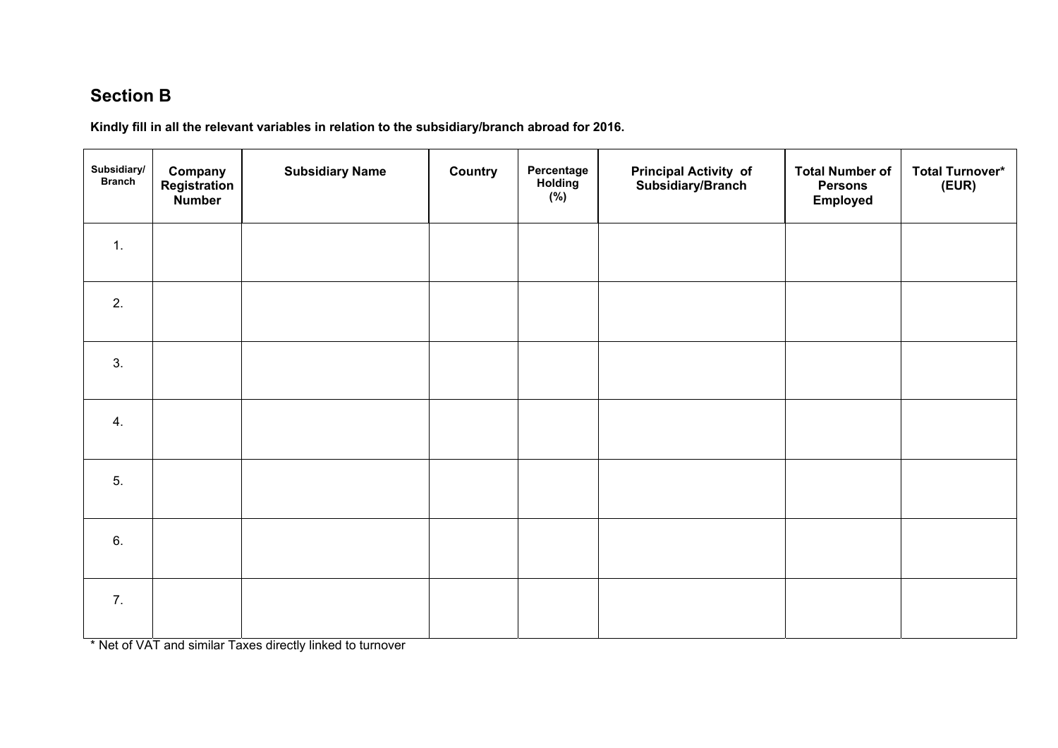## Section B

**Kindly fill in all the relevant variables in relation to the subsidiary/branch abroad for 2016.**

| Subsidiary/ Branch | Company Registration Number | Subsidiary Name | Country | Percentage Holding (%) | Principal Activity of Subsidiary/Branch | Total Number of Persons Employed | Total Turnover* (EUR) |
|---|---|---|---|---|---|---|---|
| 1. | | | | | | | |
| 2. | | | | | | | |
| 3. | | | | | | | |
| 4. | | | | | | | |
| 5. | | | | | | | |
| 6. | | | | | | | |
| 7. | | | | | | | |

* Net of VAT and similar Taxes directly linked to turnover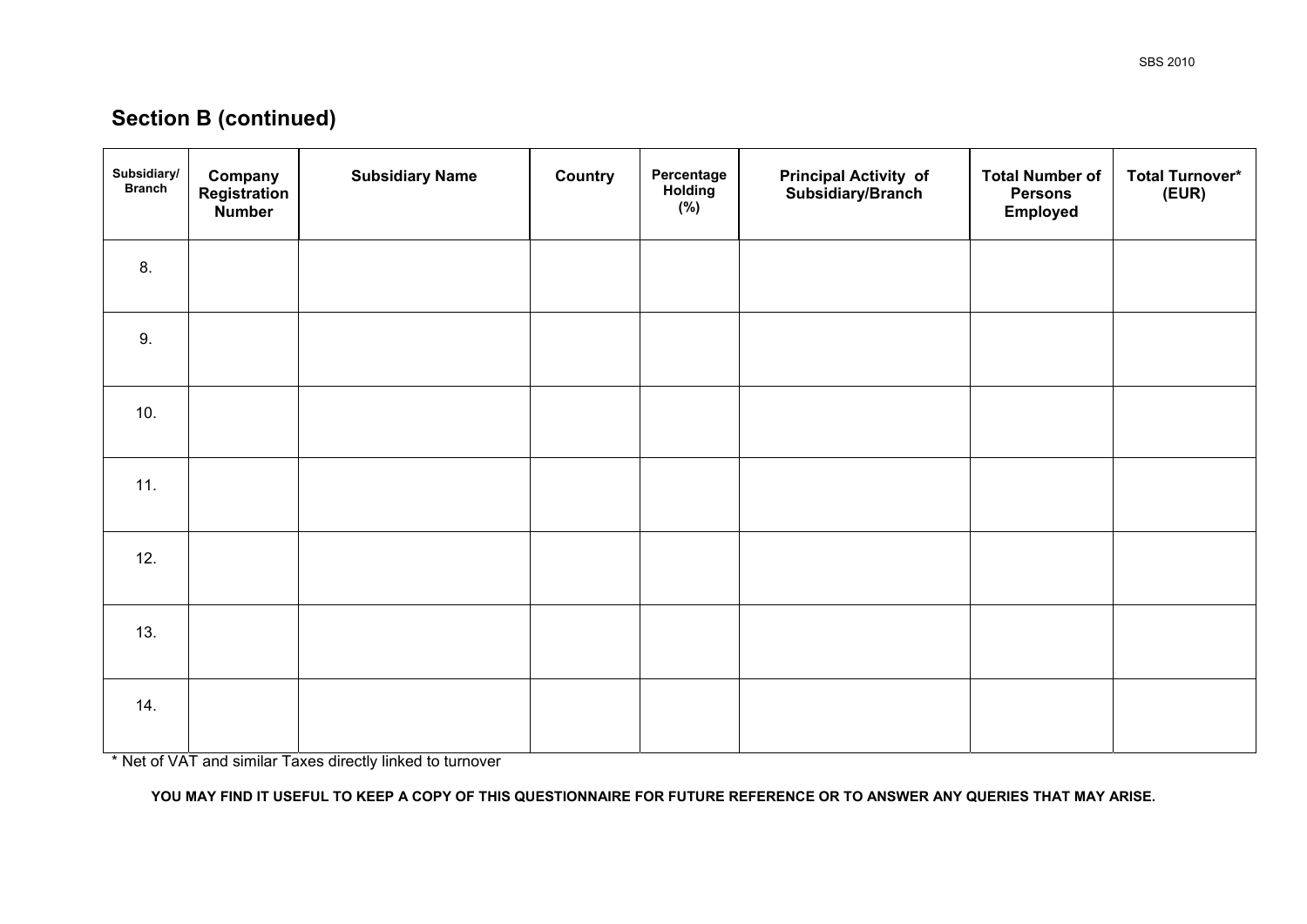## Section B (continued)

| Subsidiary/ Branch | Company Registration Number | Subsidiary Name | Country | Percentage Holding (%) | Principal Activity of Subsidiary/Branch | Total Number of Persons Employed | Total Turnover* (EUR) |
|---|---|---|---|---|---|---|---|
| 8. | | | | | | | |
| 9. | | | | | | | |
| 10. | | | | | | | |
| 11. | | | | | | | |
| 12. | | | | | | | |
| 13. | | | | | | | |
| 14. | | | | | | | |

* Net of VAT and similar Taxes directly linked to turnover

**YOU MAY FIND IT USEFUL TO KEEP A COPY OF THIS QUESTIONNAIRE FOR FUTURE REFERENCE OR TO ANSWER ANY QUERIES THAT MAY ARISE.**